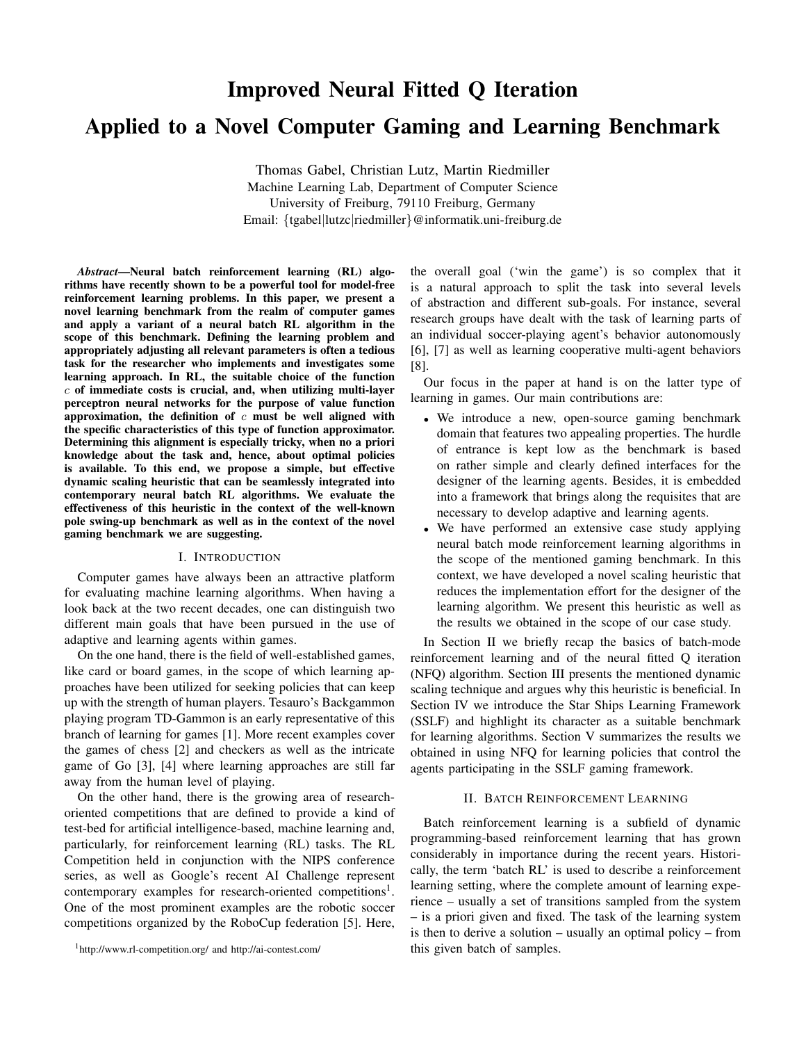# Improved Neural Fitted Q Iteration Applied to a Novel Computer Gaming and Learning Benchmark

Thomas Gabel, Christian Lutz, Martin Riedmiller
Machine Learning Lab, Department of Computer Science
University of Freiburg, 79110 Freiburg, Germany
Email: {tgabel|lutzc|riedmiller}@informatik.uni-freiburg.de

***Abstract*—Neural batch reinforcement learning (RL) algorithms have recently shown to be a powerful tool for model-free reinforcement learning problems. In this paper, we present a novel learning benchmark from the realm of computer games and apply a variant of a neural batch RL algorithm in the scope of this benchmark. Defining the learning problem and appropriately adjusting all relevant parameters is often a tedious task for the researcher who implements and investigates some learning approach. In RL, the suitable choice of the function $c$ of immediate costs is crucial, and, when utilizing multi-layer perceptron neural networks for the purpose of value function approximation, the definition of $c$ must be well aligned with the specific characteristics of this type of function approximator. Determining this alignment is especially tricky, when no a priori knowledge about the task and, hence, about optimal policies is available. To this end, we propose a simple, but effective dynamic scaling heuristic that can be seamlessly integrated into contemporary neural batch RL algorithms. We evaluate the effectiveness of this heuristic in the context of the well-known pole swing-up benchmark as well as in the context of the novel gaming benchmark we are suggesting.**

## I. Introduction

Computer games have always been an attractive platform for evaluating machine learning algorithms. When having a look back at the two recent decades, one can distinguish two different main goals that have been pursued in the use of adaptive and learning agents within games.

On the one hand, there is the field of well-established games, like card or board games, in the scope of which learning approaches have been utilized for seeking policies that can keep up with the strength of human players. Tesauro's Backgammon playing program TD-Gammon is an early representative of this branch of learning for games [1]. More recent examples cover the games of chess [2] and checkers as well as the intricate game of Go [3], [4] where learning approaches are still far away from the human level of playing.

On the other hand, there is the growing area of research-oriented competitions that are defined to provide a kind of test-bed for artificial intelligence-based, machine learning and, particularly, for reinforcement learning (RL) tasks. The RL Competition held in conjunction with the NIPS conference series, as well as Google's recent AI Challenge represent contemporary examples for research-oriented competitions[1]. One of the most prominent examples are the robotic soccer competitions organized by the RoboCup federation [5]. Here, the overall goal ('win the game') is so complex that it is a natural approach to split the task into several levels of abstraction and different sub-goals. For instance, several research groups have dealt with the task of learning parts of an individual soccer-playing agent's behavior autonomously [6], [7] as well as learning cooperative multi-agent behaviors [8].

[1] http://www.rl-competition.org/ and http://ai-contest.com/

Our focus in the paper at hand is on the latter type of learning in games. Our main contributions are:

- We introduce a new, open-source gaming benchmark domain that features two appealing properties. The hurdle of entrance is kept low as the benchmark is based on rather simple and clearly defined interfaces for the designer of the learning agents. Besides, it is embedded into a framework that brings along the requisites that are necessary to develop adaptive and learning agents.
- We have performed an extensive case study applying neural batch mode reinforcement learning algorithms in the scope of the mentioned gaming benchmark. In this context, we have developed a novel scaling heuristic that reduces the implementation effort for the designer of the learning algorithm. We present this heuristic as well as the results we obtained in the scope of our case study.

In Section II we briefly recap the basics of batch-mode reinforcement learning and of the neural fitted Q iteration (NFQ) algorithm. Section III presents the mentioned dynamic scaling technique and argues why this heuristic is beneficial. In Section IV we introduce the Star Ships Learning Framework (SSLF) and highlight its character as a suitable benchmark for learning algorithms. Section V summarizes the results we obtained in using NFQ for learning policies that control the agents participating in the SSLF gaming framework.

## II. Batch Reinforcement Learning

Batch reinforcement learning is a subfield of dynamic programming-based reinforcement learning that has grown considerably in importance during the recent years. Historically, the term 'batch RL' is used to describe a reinforcement learning setting, where the complete amount of learning experience – usually a set of transitions sampled from the system – is a priori given and fixed. The task of the learning system is then to derive a solution – usually an optimal policy – from this given batch of samples.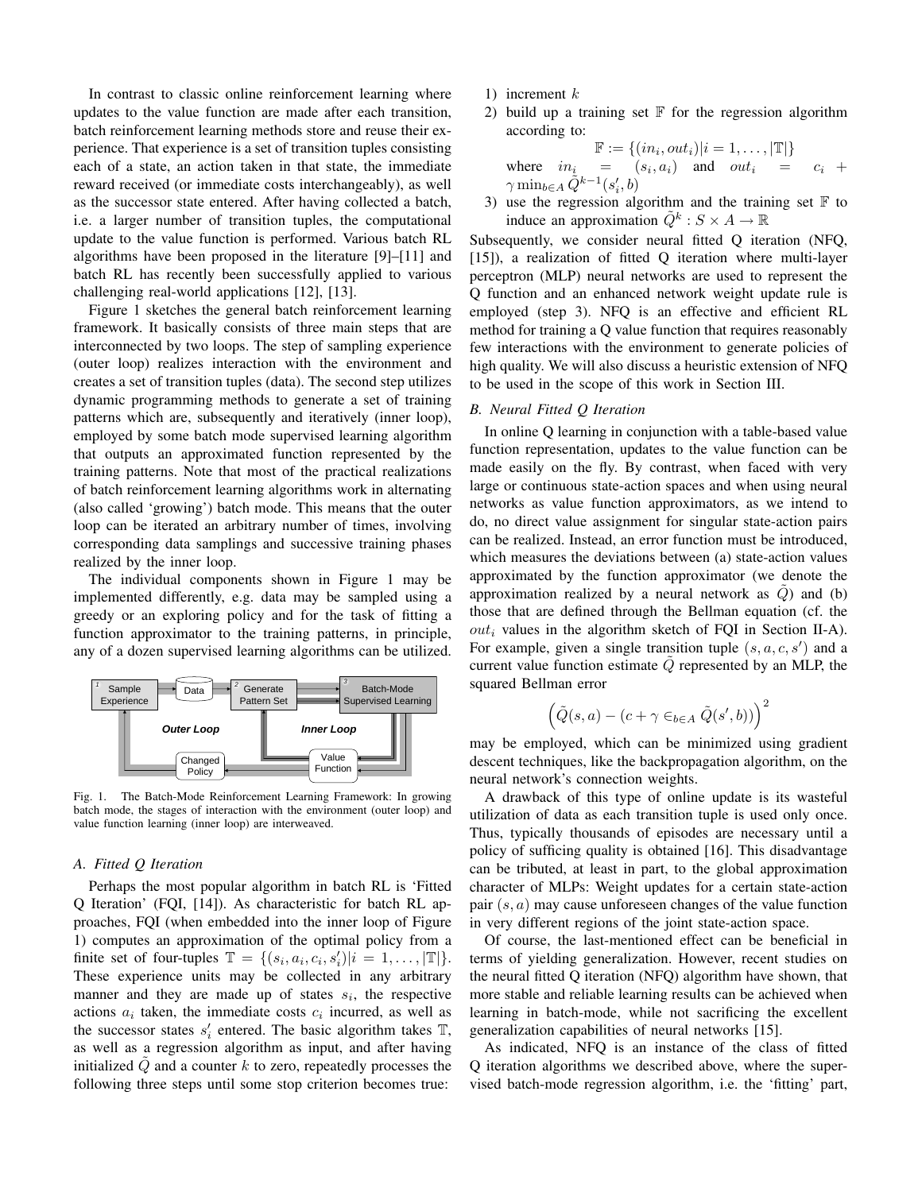In contrast to classic online reinforcement learning where updates to the value function are made after each transition, batch reinforcement learning methods store and reuse their experience. That experience is a set of transition tuples consisting each of a state, an action taken in that state, the immediate reward received (or immediate costs interchangeably), as well as the successor state entered. After having collected a batch, i.e. a larger number of transition tuples, the computational update to the value function is performed. Various batch RL algorithms have been proposed in the literature [9]–[11] and batch RL has recently been successfully applied to various challenging real-world applications [12], [13].

Figure 1 sketches the general batch reinforcement learning framework. It basically consists of three main steps that are interconnected by two loops. The step of sampling experience (outer loop) realizes interaction with the environment and creates a set of transition tuples (data). The second step utilizes dynamic programming methods to generate a set of training patterns which are, subsequently and iteratively (inner loop), employed by some batch mode supervised learning algorithm that outputs an approximated function represented by the training patterns. Note that most of the practical realizations of batch reinforcement learning algorithms work in alternating (also called 'growing') batch mode. This means that the outer loop can be iterated an arbitrary number of times, involving corresponding data samplings and successive training phases realized by the inner loop.

The individual components shown in Figure 1 may be implemented differently, e.g. data may be sampled using a greedy or an exploring policy and for the task of fitting a function approximator to the training patterns, in principle, any of a dozen supervised learning algorithms can be utilized.

Fig. 1. The Batch-Mode Reinforcement Learning Framework: In growing batch mode, the stages of interaction with the environment (outer loop) and value function learning (inner loop) are interweaved.

### A. Fitted Q Iteration

Perhaps the most popular algorithm in batch RL is 'Fitted Q Iteration' (FQI, [14]). As characteristic for batch RL approaches, FQI (when embedded into the inner loop of Figure 1) computes an approximation of the optimal policy from a finite set of four-tuples $\mathbb{T} = \{(s_i, a_i, c_i, s_i')|i = 1, \dots, |\mathbb{T}|\}$. These experience units may be collected in any arbitrary manner and they are made up of states $s_i$, the respective actions $a_i$ taken, the immediate costs $c_i$ incurred, as well as the successor states $s_i'$ entered. The basic algorithm takes $\mathbb{T}$, as well as a regression algorithm as input, and after having initialized $\tilde{Q}$ and a counter $k$ to zero, repeatedly processes the following three steps until some stop criterion becomes true:

1) increment $k$
2) build up a training set $\mathbb{F}$ for the regression algorithm according to:
$$\mathbb{F} := \{(in_i, out_i)|i = 1, \dots, |\mathbb{T}|\}$$
where $in_i = (s_i, a_i)$ and $out_i = c_i + \gamma \min_{b \in A} \tilde{Q}^{k-1}(s_i', b)$
3) use the regression algorithm and the training set $\mathbb{F}$ to induce an approximation $\tilde{Q}^k : S \times A \rightarrow \mathbb{R}$

Subsequently, we consider neural fitted Q iteration (NFQ, [15]), a realization of fitted Q iteration where multi-layer perceptron (MLP) neural networks are used to represent the Q function and an enhanced network weight update rule is employed (step 3). NFQ is an effective and efficient RL method for training a Q value function that requires reasonably few interactions with the environment to generate policies of high quality. We will also discuss a heuristic extension of NFQ to be used in the scope of this work in Section III.

### B. Neural Fitted Q Iteration

In online Q learning in conjunction with a table-based value function representation, updates to the value function can be made easily on the fly. By contrast, when faced with very large or continuous state-action spaces and when using neural networks as value function approximators, as we intend to do, no direct value assignment for singular state-action pairs can be realized. Instead, an error function must be introduced, which measures the deviations between (a) state-action values approximated by the function approximator (we denote the approximation realized by a neural network as $\tilde{Q}$) and (b) those that are defined through the Bellman equation (cf. the $out_i$ values in the algorithm sketch of FQI in Section II-A). For example, given a single transition tuple $(s, a, c, s')$ and a current value function estimate $\tilde{Q}$ represented by an MLP, the squared Bellman error

$$\left(\tilde{Q}(s, a) - (c + \gamma \in_{b \in A} \tilde{Q}(s', b))\right)^2$$

may be employed, which can be minimized using gradient descent techniques, like the backpropagation algorithm, on the neural network's connection weights.

A drawback of this type of online update is its wasteful utilization of data as each transition tuple is used only once. Thus, typically thousands of episodes are necessary until a policy of sufficing quality is obtained [16]. This disadvantage can be tributed, at least in part, to the global approximation character of MLPs: Weight updates for a certain state-action pair $(s, a)$ may cause unforeseen changes of the value function in very different regions of the joint state-action space.

Of course, the last-mentioned effect can be beneficial in terms of yielding generalization. However, recent studies on the neural fitted Q iteration (NFQ) algorithm have shown, that more stable and reliable learning results can be achieved when learning in batch-mode, while not sacrificing the excellent generalization capabilities of neural networks [15].

As indicated, NFQ is an instance of the class of fitted Q iteration algorithms we described above, where the supervised batch-mode regression algorithm, i.e. the 'fitting' part,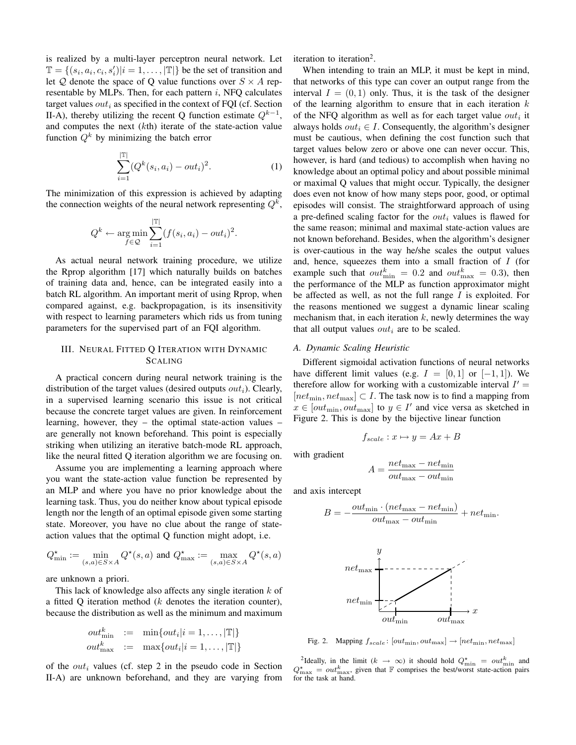is realized by a multi-layer perceptron neural network. Let $\mathbb{T} = \{(s_i, a_i, c_i, s'_i)|i = 1, \dots, |\mathbb{T}|\}$ be the set of transition and let $\mathcal{Q}$ denote the space of Q value functions over $S \times A$ representable by MLPs. Then, for each pattern $i$, NFQ calculates target values $out_i$ as specified in the context of FQI (cf. Section II-A), thereby utilizing the recent Q function estimate $Q^{k-1}$, and computes the next ($k$th) iterate of the state-action value function $Q^k$ by minimizing the batch error

$$\sum_{i=1}^{|\mathbb{T}|}(Q^k(s_i, a_i) - out_i)^2. \tag{1}$$

The minimization of this expression is achieved by adapting the connection weights of the neural network representing $Q^k$,

$$Q^k \leftarrow \arg\min_{f \in \mathcal{Q}} \sum_{i=1}^{|\mathbb{T}|}(f(s_i, a_i) - out_i)^2.$$

As actual neural network training procedure, we utilize the Rprop algorithm [17] which naturally builds on batches of training data and, hence, can be integrated easily into a batch RL algorithm. An important merit of using Rprop, when compared against, e.g. backpropagation, is its insensitivity with respect to learning parameters which rids us from tuning parameters for the supervised part of an FQI algorithm.

## III. Neural Fitted Q Iteration with Dynamic Scaling

A practical concern during neural network training is the distribution of the target values (desired outputs $out_i$). Clearly, in a supervised learning scenario this issue is not critical because the concrete target values are given. In reinforcement learning, however, they – the optimal state-action values – are generally not known beforehand. This point is especially striking when utilizing an iterative batch-mode RL approach, like the neural fitted Q iteration algorithm we are focusing on.

Assume you are implementing a learning approach where you want the state-action value function be represented by an MLP and where you have no prior knowledge about the learning task. Thus, you do neither know about typical episode length nor the length of an optimal episode given some starting state. Moreover, you have no clue about the range of state-action values that the optimal Q function might adopt, i.e.

$$Q^\star_{\min} := \min_{(s,a) \in S \times A} Q^\star(s,a) \text{ and } Q^\star_{\max} := \max_{(s,a) \in S \times A} Q^\star(s,a)$$

are unknown a priori.

This lack of knowledge also affects any single iteration $k$ of a fitted Q iteration method ($k$ denotes the iteration counter), because the distribution as well as the minimum and maximum

$$\begin{aligned} out^k_{\min} &:= \min\{out_i | i = 1, \dots, |\mathbb{T}|\} \\ out^k_{\max} &:= \max\{out_i | i = 1, \dots, |\mathbb{T}|\} \end{aligned}$$

of the $out_i$ values (cf. step 2 in the pseudo code in Section II-A) are unknown beforehand, and they are varying from iteration to iteration[2].

When intending to train an MLP, it must be kept in mind, that networks of this type can cover an output range from the interval $I = (0, 1)$ only. Thus, it is the task of the designer of the learning algorithm to ensure that in each iteration $k$ of the NFQ algorithm as well as for each target value $out_i$ it always holds $out_i \in I$. Consequently, the algorithm's designer must be cautious, when defining the cost function such that target values below zero or above one can never occur. This, however, is hard (and tedious) to accomplish when having no knowledge about an optimal policy and about possible minimal or maximal Q values that might occur. Typically, the designer does even not know of how many steps poor, good, or optimal episodes will consist. The straightforward approach of using a pre-defined scaling factor for the $out_i$ values is flawed for the same reason; minimal and maximal state-action values are not known beforehand. Besides, when the algorithm's designer is over-cautious in the way he/she scales the output values and, hence, squeezes them into a small fraction of $I$ (for example such that $out^k_{\min} = 0.2$ and $out^k_{\max} = 0.3$), then the performance of the MLP as function approximator might be affected as well, as not the full range $I$ is exploited. For the reasons mentioned we suggest a dynamic linear scaling mechanism that, in each iteration $k$, newly determines the way that all output values $out_i$ are to be scaled.

### A. Dynamic Scaling Heuristic

Different sigmoidal activation functions of neural networks have different limit values (e.g. $I = [0, 1]$ or $[-1, 1]$). We therefore allow for working with a customizable interval $I' = [net_{\min}, net_{\max}] \subset I$. The task now is to find a mapping from $x \in [out_{\min}, out_{\max}]$ to $y \in I'$ and vice versa as sketched in Figure 2. This is done by the bijective linear function

$$f_{scale} : x \mapsto y = Ax + B$$

with gradient

$$A = \frac{net_{\max} - net_{\min}}{out_{\max} - out_{\min}}$$

and axis intercept

$$B = -\frac{out_{\min} \cdot (net_{\max} - net_{\min})}{out_{\max} - out_{\min}} + net_{\min}.$$

Fig. 2. Mapping $f_{scale} \colon [out_{\min}, out_{\max}] \to [net_{\min}, net_{\max}]$

[2] Ideally, in the limit ($k \to \infty$) it should hold $Q^\star_{\min} = out^k_{\min}$ and $Q^\star_{\max} = out^k_{\max}$, given that $\mathbb{F}$ comprises the best/worst state-action pairs for the task at hand.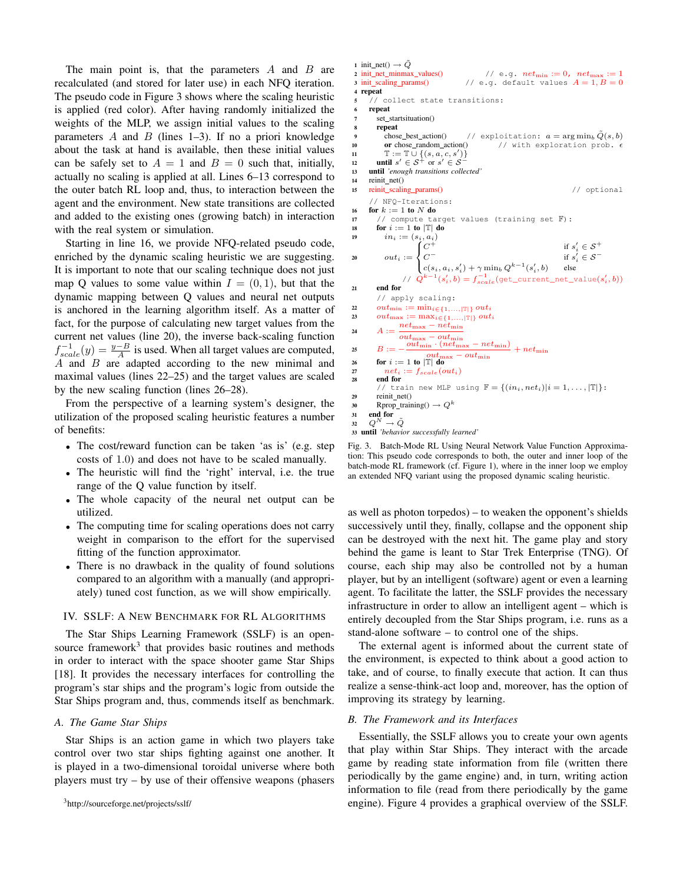The main point is, that the parameters $A$ and $B$ are recalculated (and stored for later use) in each NFQ iteration. The pseudo code in Figure 3 shows where the scaling heuristic is applied (red color). After having randomly initialized the weights of the MLP, we assign initial values to the scaling parameters $A$ and $B$ (lines 1–3). If no a priori knowledge about the task at hand is available, then these initial values can be safely set to $A = 1$ and $B = 0$ such that, initially, actually no scaling is applied at all. Lines 6–13 correspond to the outer batch RL loop and, thus, to interaction between the agent and the environment. New state transitions are collected and added to the existing ones (growing batch) in interaction with the real system or simulation.

Starting in line 16, we provide NFQ-related pseudo code, enriched by the dynamic scaling heuristic we are suggesting. It is important to note that our scaling technique does not just map Q values to some value within $I = (0, 1)$, but that the dynamic mapping between Q values and neural net outputs is anchored in the learning algorithm itself. As a matter of fact, for the purpose of calculating new target values from the current net values (line 20), the inverse back-scaling function $f_{scale}^{-1}(y) = \frac{y-B}{A}$ is used. When all target values are computed, $A$ and $B$ are adapted according to the new minimal and maximal values (lines 22–25) and the target values are scaled by the new scaling function (lines 26–28).

From the perspective of a learning system's designer, the utilization of the proposed scaling heuristic features a number of benefits:

- The cost/reward function can be taken 'as is' (e.g. step costs of 1.0) and does not have to be scaled manually.
- The heuristic will find the 'right' interval, i.e. the true range of the Q value function by itself.
- The whole capacity of the neural net output can be utilized.
- The computing time for scaling operations does not carry weight in comparison to the effort for the supervised fitting of the function approximator.
- There is no drawback in the quality of found solutions compared to an algorithm with a manually (and appropriately) tuned cost function, as we will show empirically.

```
1  init_net() → Q̃
2  init_net_minmax_values()          // e.g. net_min := 0, net_max := 1
3  init_scaling_params()          // e.g. default values A = 1, B = 0
4  repeat
5    // collect state transitions:
6    repeat
7      set_startsituation()
8      repeat
9        chose_best_action()      // exploitation: a = arg min_b Q̃(s, b)
10       or chose_random_action()      // with exploration prob. ε
11       𝕋 := 𝕋 ∪ {(s, a, c, s')}
12     until s' ∈ S+ or s' ∈ S−
13   until 'enough transitions collected'
14   reinit_net()
15   reinit_scaling_params()                          // optional
     // NFQ-Iterations:
16   for k := 1 to N do
17     // compute target values (training set 𝔽):
18     for i := 1 to |𝕋| do
19       in_i := (s_i, a_i)
20       out_i := { C+                                  if s'_i ∈ S+
                   C−                                  if s'_i ∈ S−
                   c(s_i, a_i, s'_i) + γ min_b Q^{k−1}(s'_i, b)   else
           // Q^{k−1}(s'_i, b) = f_scale^{−1}(get_current_net_value(s'_i, b))
21     end for
       // apply scaling:
22     out_min := min_{i∈{1,...,|𝕋|}} out_i
23     out_max := max_{i∈{1,...,|𝕋|}} out_i
24     A := (net_max − net_min) / (out_max − out_min)
25     B := − out_min · (net_max − net_min) / (out_max − out_min) + net_min
26     for i := 1 to |𝕋| do
27       net_i := f_scale(out_i)
28     end for
       // train new MLP using 𝔽 = {(in_i, net_i)|i = 1, . . . , |𝕋|}:
29     reinit_net()
30     Rprop_training() → Q^k
31   end for
32   Q^N → Q̃
33 until 'behavior successfully learned'
```

Fig. 3. Batch-Mode RL Using Neural Network Value Function Approximation: This pseudo code corresponds to both, the outer and inner loop of the batch-mode RL framework (cf. Figure 1), where in the inner loop we employ an extended NFQ variant using the proposed dynamic scaling heuristic.

## IV. SSLF: A New Benchmark for RL Algorithms

The Star Ships Learning Framework (SSLF) is an open-source framework[3] that provides basic routines and methods in order to interact with the space shooter game Star Ships [18]. It provides the necessary interfaces for controlling the program's star ships and the program's logic from outside the Star Ships program and, thus, commends itself as benchmark.

### A. The Game Star Ships

Star Ships is an action game in which two players take control over two star ships fighting against one another. It is played in a two-dimensional toroidal universe where both players must try – by use of their offensive weapons (phasers as well as photon torpedos) – to weaken the opponent's shields successively until they, finally, collapse and the opponent ship can be destroyed with the next hit. The game play and story behind the game is leant to Star Trek Enterprise (TNG). Of course, each ship may also be controlled not by a human player, but by an intelligent (software) agent or even a learning agent. To facilitate the latter, the SSLF provides the necessary infrastructure in order to allow an intelligent agent – which is entirely decoupled from the Star Ships program, i.e. runs as a stand-alone software – to control one of the ships.

The external agent is informed about the current state of the environment, is expected to think about a good action to take, and of course, to finally execute that action. It can thus realize a sense-think-act loop and, moreover, has the option of improving its strategy by learning.

### B. The Framework and its Interfaces

Essentially, the SSLF allows you to create your own agents that play within Star Ships. They interact with the arcade game by reading state information from file (written there periodically by the game engine) and, in turn, writing action information to file (read from there periodically by the game engine). Figure 4 provides a graphical overview of the SSLF.

[3] http://sourceforge.net/projects/sslf/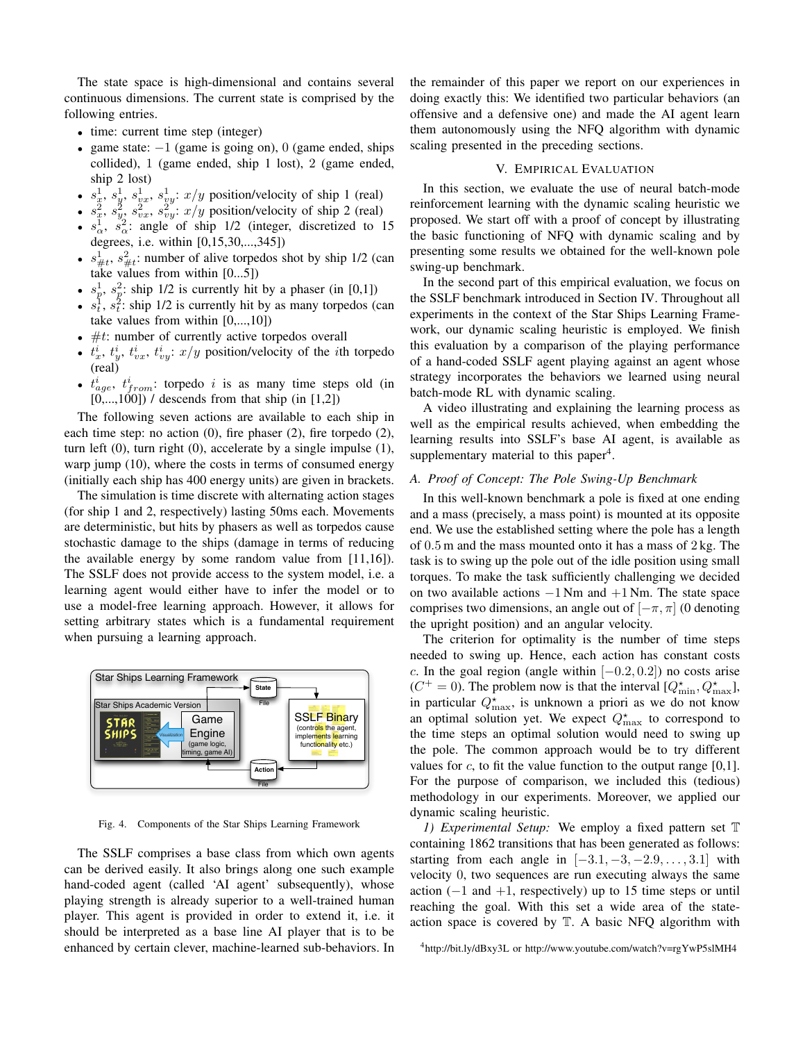The state space is high-dimensional and contains several continuous dimensions. The current state is comprised by the following entries.

- time: current time step (integer)
- game state: $-1$ (game is going on), 0 (game ended, ships collided), 1 (game ended, ship 1 lost), 2 (game ended, ship 2 lost)
- $s^1_x$, $s^1_y$, $s^1_{vx}$, $s^1_{vy}$: $x/y$ position/velocity of ship 1 (real)
- $s^2_x$, $s^2_y$, $s^2_{vx}$, $s^2_{vy}$: $x/y$ position/velocity of ship 2 (real)
- $s^1_\alpha$, $s^2_\alpha$: angle of ship 1/2 (integer, discretized to 15 degrees, i.e. within [0,15,30,...,345])
- $s^1_{\#t}$, $s^2_{\#t}$: number of alive torpedos shot by ship 1/2 (can take values from within [0...5])
- $s^1_p$, $s^2_p$: ship 1/2 is currently hit by a phaser (in [0,1])
- $s^1_t$, $s^2_t$: ship 1/2 is currently hit by as many torpedos (can take values from within [0,...,10])
- $\#t$: number of currently active torpedos overall
- $t^i_x$, $t^i_y$, $t^i_{vx}$, $t^i_{vy}$: $x/y$ position/velocity of the $i$th torpedo (real)
- $t^i_{age}$, $t^i_{from}$: torpedo $i$ is as many time steps old (in [0,...,100]) / descends from that ship (in [1,2])

The following seven actions are available to each ship in each time step: no action (0), fire phaser (2), fire torpedo (2), turn left (0), turn right (0), accelerate by a single impulse (1), warp jump (10), where the costs in terms of consumed energy (initially each ship has 400 energy units) are given in brackets.

The simulation is time discrete with alternating action stages (for ship 1 and 2, respectively) lasting 50ms each. Movements are deterministic, but hits by phasers as well as torpedos cause stochastic damage to the ships (damage in terms of reducing the available energy by some random value from [11,16]). The SSLF does not provide access to the system model, i.e. a learning agent would either have to infer the model or to use a model-free learning approach. However, it allows for setting arbitrary states which is a fundamental requirement when pursuing a learning approach.

Star Ships Learning Framework
Star Ships Academic Version
STAR SHIPS
Visualization
Game Engine
(game logic, timing, game AI)
State
File
SSLF Binary
(controls the agent, implements learning functionality etc.)
Action
File

Fig. 4. Components of the Star Ships Learning Framework

The SSLF comprises a base class from which own agents can be derived easily. It also brings along one such example hand-coded agent (called 'AI agent' subsequently), whose playing strength is already superior to a well-trained human player. This agent is provided in order to extend it, i.e. it should be interpreted as a base line AI player that is to be enhanced by certain clever, machine-learned sub-behaviors. In the remainder of this paper we report on our experiences in doing exactly this: We identified two particular behaviors (an offensive and a defensive one) and made the AI agent learn them autonomously using the NFQ algorithm with dynamic scaling presented in the preceding sections.

## V. Empirical Evaluation

In this section, we evaluate the use of neural batch-mode reinforcement learning with the dynamic scaling heuristic we proposed. We start off with a proof of concept by illustrating the basic functioning of NFQ with dynamic scaling and by presenting some results we obtained for the well-known pole swing-up benchmark.

In the second part of this empirical evaluation, we focus on the SSLF benchmark introduced in Section IV. Throughout all experiments in the context of the Star Ships Learning Framework, our dynamic scaling heuristic is employed. We finish this evaluation by a comparison of the playing performance of a hand-coded SSLF agent playing against an agent whose strategy incorporates the behaviors we learned using neural batch-mode RL with dynamic scaling.

A video illustrating and explaining the learning process as well as the empirical results achieved, when embedding the learning results into SSLF's base AI agent, is available as supplementary material to this paper[4].

### A. Proof of Concept: The Pole Swing-Up Benchmark

In this well-known benchmark a pole is fixed at one ending and a mass (precisely, a mass point) is mounted at its opposite end. We use the established setting where the pole has a length of 0.5 m and the mass mounted onto it has a mass of 2 kg. The task is to swing up the pole out of the idle position using small torques. To make the task sufficiently challenging we decided on two available actions $-1$ Nm and $+1$ Nm. The state space comprises two dimensions, an angle out of $[-\pi,\pi]$ (0 denoting the upright position) and an angular velocity.

The criterion for optimality is the number of time steps needed to swing up. Hence, each action has constant costs $c$. In the goal region (angle within $[-0.2, 0.2]$) no costs arise ($C^+ = 0$). The problem now is that the interval $[Q^\star_{\min}, Q^\star_{\max}]$, in particular $Q^\star_{\max}$, is unknown a priori as we do not know an optimal solution yet. We expect $Q^\star_{\max}$ to correspond to the time steps an optimal solution would need to swing up the pole. The common approach would be to try different values for $c$, to fit the value function to the output range [0,1]. For the purpose of comparison, we included this (tedious) methodology in our experiments. Moreover, we applied our dynamic scaling heuristic.

*1) Experimental Setup:* We employ a fixed pattern set $\mathbb{T}$ containing 1862 transitions that has been generated as follows: starting from each angle in $[-3.1, -3, -2.9, \ldots, 3.1]$ with velocity 0, two sequences are run executing always the same action ($-1$ and $+1$, respectively) up to 15 time steps or until reaching the goal. With this set a wide area of the state-action space is covered by $\mathbb{T}$. A basic NFQ algorithm with

[4] http://bit.ly/dBxy3L or http://www.youtube.com/watch?v=rgYwP5slMH4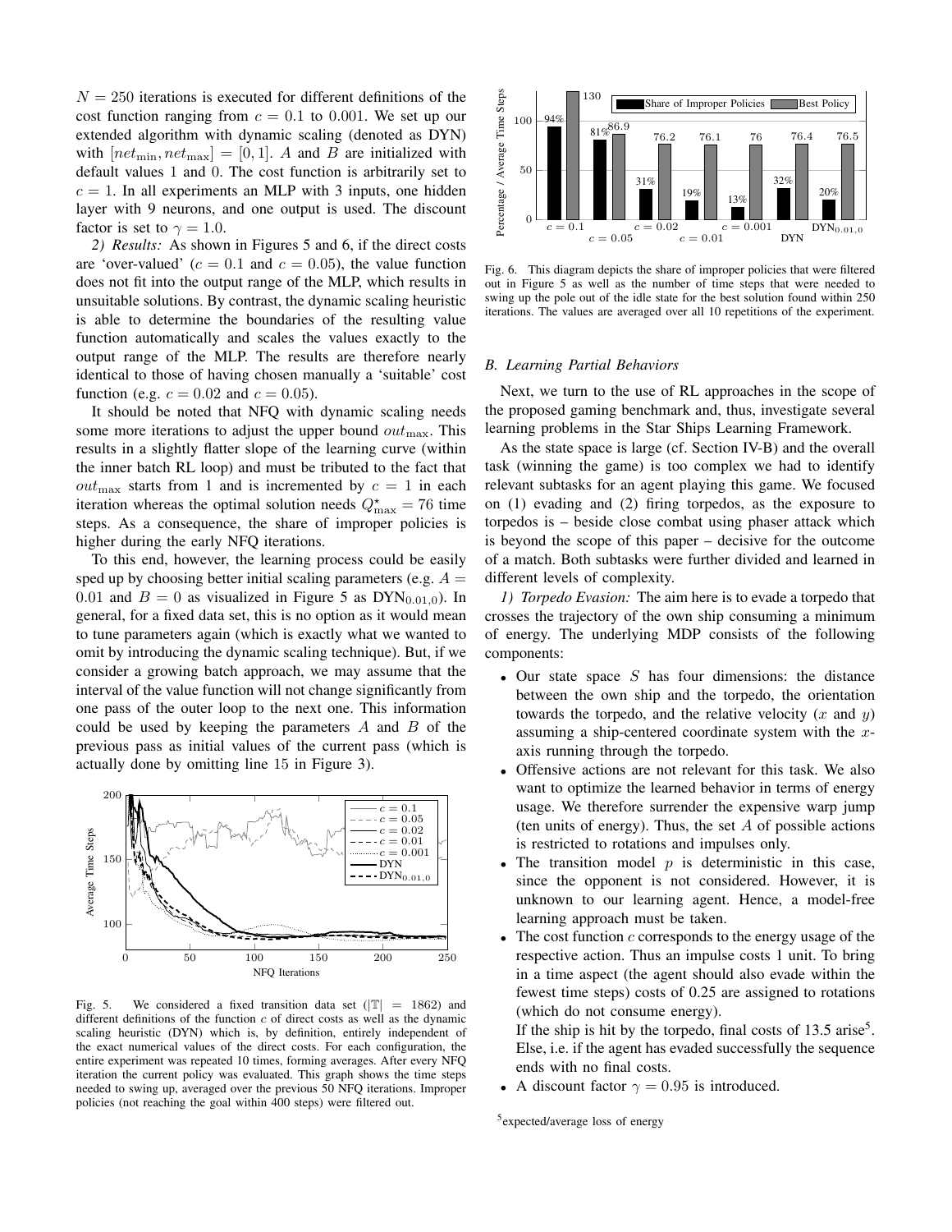$N = 250$ iterations is executed for different definitions of the cost function ranging from $c = 0.1$ to $0.001$. We set up our extended algorithm with dynamic scaling (denoted as DYN) with $[net_{\min}, net_{\max}] = [0, 1]$. $A$ and $B$ are initialized with default values 1 and 0. The cost function is arbitrarily set to $c = 1$. In all experiments an MLP with 3 inputs, one hidden layer with 9 neurons, and one output is used. The discount factor is set to $\gamma = 1.0$.

*2) Results:* As shown in Figures 5 and 6, if the direct costs are 'over-valued' ($c = 0.1$ and $c = 0.05$), the value function does not fit into the output range of the MLP, which results in unsuitable solutions. By contrast, the dynamic scaling heuristic is able to determine the boundaries of the resulting value function automatically and scales the values exactly to the output range of the MLP. The results are therefore nearly identical to those of having chosen manually a 'suitable' cost function (e.g. $c = 0.02$ and $c = 0.05$).

It should be noted that NFQ with dynamic scaling needs some more iterations to adjust the upper bound $out_{\max}$. This results in a slightly flatter slope of the learning curve (within the inner batch RL loop) and must be tributed to the fact that $out_{\max}$ starts from 1 and is incremented by $c = 1$ in each iteration whereas the optimal solution needs $Q^{\star}_{\max} = 76$ time steps. As a consequence, the share of improper policies is higher during the early NFQ iterations.

To this end, however, the learning process could be easily sped up by choosing better initial scaling parameters (e.g. $A = 0.01$ and $B = 0$ as visualized in Figure 5 as $\text{DYN}_{0.01,0}$). In general, for a fixed data set, this is no option as it would mean to tune parameters again (which is exactly what we wanted to omit by introducing the dynamic scaling technique). But, if we consider a growing batch approach, we may assume that the interval of the value function will not change significantly from one pass of the outer loop to the next one. This information could be used by keeping the parameters $A$ and $B$ of the previous pass as initial values of the current pass (which is actually done by omitting line 15 in Figure 3).

Fig. 5. We considered a fixed transition data set ($|\mathbb{T}| = 1862$) and different definitions of the function $c$ of direct costs as well as the dynamic scaling heuristic (DYN) which is, by definition, entirely independent of the exact numerical values of the direct costs. For each configuration, the entire experiment was repeated 10 times, forming averages. After every NFQ iteration the current policy was evaluated. This graph shows the time steps needed to swing up, averaged over the previous 50 NFQ iterations. Improper policies (not reaching the goal within 400 steps) were filtered out.

| | $c = 0.1$ | $c = 0.05$ | $c = 0.02$ | $c = 0.01$ | $c = 0.001$ | DYN | $\text{DYN}_{0.01,0}$ |
|---|---|---|---|---|---|---|---|
| Share of Improper Policies | 94% | 81% | 31% | 19% | 13% | 32% | 20% |
| Best Policy | 130 | 86.9 | 76.2 | 76.1 | 76 | 76.4 | 76.5 |

Fig. 6. This diagram depicts the share of improper policies that were filtered out in Figure 5 as well as the number of time steps that were needed to swing up the pole out of the idle state for the best solution found within 250 iterations. The values are averaged over all 10 repetitions of the experiment.

### B. Learning Partial Behaviors

Next, we turn to the use of RL approaches in the scope of the proposed gaming benchmark and, thus, investigate several learning problems in the Star Ships Learning Framework.

As the state space is large (cf. Section IV-B) and the overall task (winning the game) is too complex we had to identify relevant subtasks for an agent playing this game. We focused on (1) evading and (2) firing torpedos, as the exposure to torpedos is – beside close combat using phaser attack which is beyond the scope of this paper – decisive for the outcome of a match. Both subtasks were further divided and learned in different levels of complexity.

*1) Torpedo Evasion:* The aim here is to evade a torpedo that crosses the trajectory of the own ship consuming a minimum of energy. The underlying MDP consists of the following components:

- Our state space $S$ has four dimensions: the distance between the own ship and the torpedo, the orientation towards the torpedo, and the relative velocity ($x$ and $y$) assuming a ship-centered coordinate system with the $x$-axis running through the torpedo.
- Offensive actions are not relevant for this task. We also want to optimize the learned behavior in terms of energy usage. We therefore surrender the expensive warp jump (ten units of energy). Thus, the set $A$ of possible actions is restricted to rotations and impulses only.
- The transition model $p$ is deterministic in this case, since the opponent is not considered. However, it is unknown to our learning agent. Hence, a model-free learning approach must be taken.
- The cost function $c$ corresponds to the energy usage of the respective action. Thus an impulse costs 1 unit. To bring in a time aspect (the agent should also evade within the fewest time steps) costs of 0.25 are assigned to rotations (which do not consume energy).

  If the ship is hit by the torpedo, final costs of 13.5 arise[5]. Else, i.e. if the agent has evaded successfully the sequence ends with no final costs.
- A discount factor $\gamma = 0.95$ is introduced.

[5] expected/average loss of energy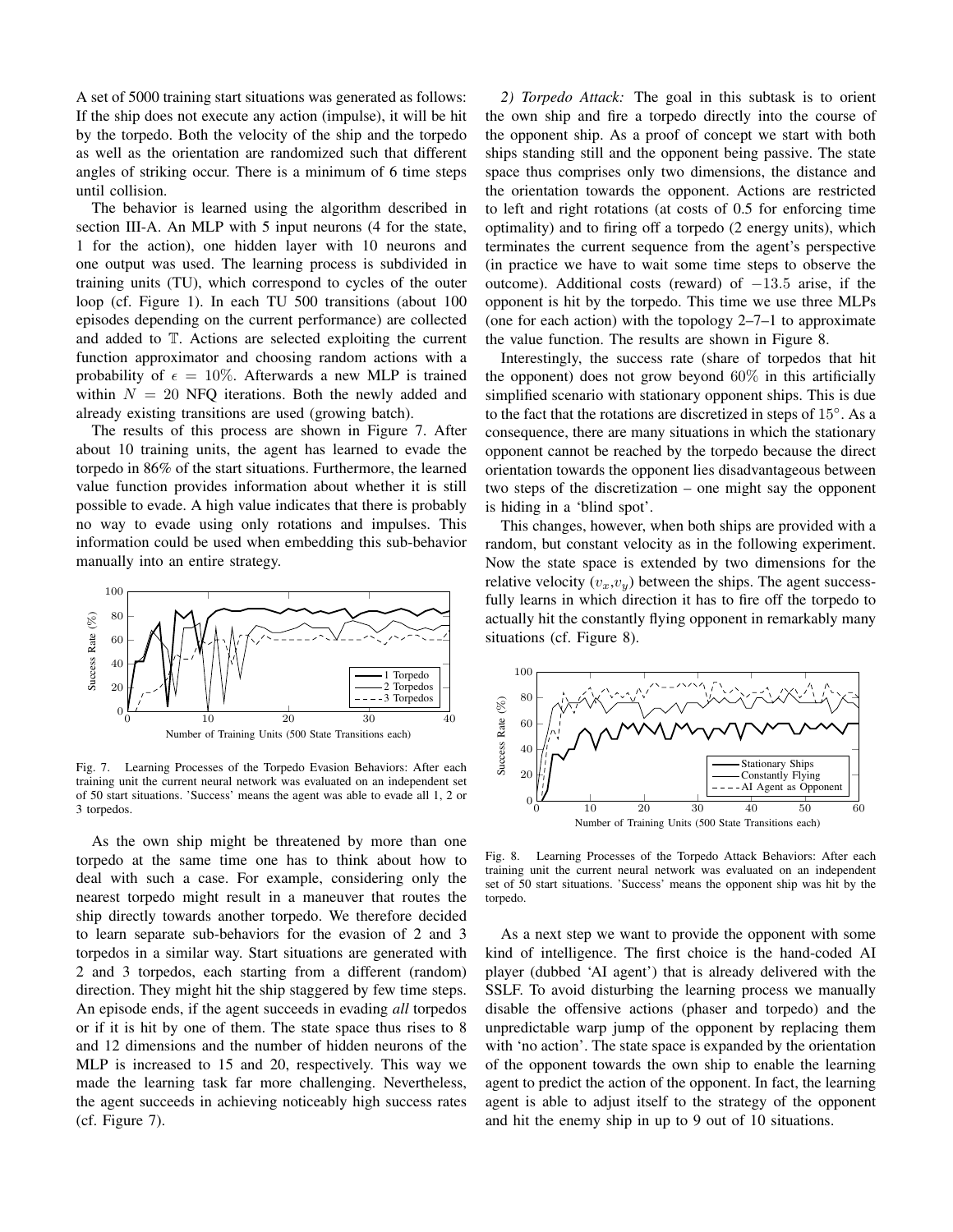A set of 5000 training start situations was generated as follows: If the ship does not execute any action (impulse), it will be hit by the torpedo. Both the velocity of the ship and the torpedo as well as the orientation are randomized such that different angles of striking occur. There is a minimum of 6 time steps until collision.

The behavior is learned using the algorithm described in section III-A. An MLP with 5 input neurons (4 for the state, 1 for the action), one hidden layer with 10 neurons and one output was used. The learning process is subdivided in training units (TU), which correspond to cycles of the outer loop (cf. Figure 1). In each TU 500 transitions (about 100 episodes depending on the current performance) are collected and added to $\mathbb{T}$. Actions are selected exploiting the current function approximator and choosing random actions with a probability of $\epsilon = 10\%$. Afterwards a new MLP is trained within $N = 20$ NFQ iterations. Both the newly added and already existing transitions are used (growing batch).

The results of this process are shown in Figure 7. After about 10 training units, the agent has learned to evade the torpedo in 86% of the start situations. Furthermore, the learned value function provides information about whether it is still possible to evade. A high value indicates that there is probably no way to evade using only rotations and impulses. This information could be used when embedding this sub-behavior manually into an entire strategy.

Fig. 7. Learning Processes of the Torpedo Evasion Behaviors: After each training unit the current neural network was evaluated on an independent set of 50 start situations. 'Success' means the agent was able to evade all 1, 2 or 3 torpedos.

As the own ship might be threatened by more than one torpedo at the same time one has to think about how to deal with such a case. For example, considering only the nearest torpedo might result in a maneuver that routes the ship directly towards another torpedo. We therefore decided to learn separate sub-behaviors for the evasion of 2 and 3 torpedos in a similar way. Start situations are generated with 2 and 3 torpedos, each starting from a different (random) direction. They might hit the ship staggered by few time steps. An episode ends, if the agent succeeds in evading *all* torpedos or if it is hit by one of them. The state space thus rises to 8 and 12 dimensions and the number of hidden neurons of the MLP is increased to 15 and 20, respectively. This way we made the learning task far more challenging. Nevertheless, the agent succeeds in achieving noticeably high success rates (cf. Figure 7).

*2) Torpedo Attack:* The goal in this subtask is to orient the own ship and fire a torpedo directly into the course of the opponent ship. As a proof of concept we start with both ships standing still and the opponent being passive. The state space thus comprises only two dimensions, the distance and the orientation towards the opponent. Actions are restricted to left and right rotations (at costs of 0.5 for enforcing time optimality) and to firing off a torpedo (2 energy units), which terminates the current sequence from the agent's perspective (in practice we have to wait some time steps to observe the outcome). Additional costs (reward) of $-13.5$ arise, if the opponent is hit by the torpedo. This time we use three MLPs (one for each action) with the topology 2–7–1 to approximate the value function. The results are shown in Figure 8.

Interestingly, the success rate (share of torpedos that hit the opponent) does not grow beyond 60% in this artificially simplified scenario with stationary opponent ships. This is due to the fact that the rotations are discretized in steps of $15^\circ$. As a consequence, there are many situations in which the stationary opponent cannot be reached by the torpedo because the direct orientation towards the opponent lies disadvantageous between two steps of the discretization – one might say the opponent is hiding in a 'blind spot'.

This changes, however, when both ships are provided with a random, but constant velocity as in the following experiment. Now the state space is extended by two dimensions for the relative velocity ($v_x$,$v_y$) between the ships. The agent successfully learns in which direction it has to fire off the torpedo to actually hit the constantly flying opponent in remarkably many situations (cf. Figure 8).

Fig. 8. Learning Processes of the Torpedo Attack Behaviors: After each training unit the current neural network was evaluated on an independent set of 50 start situations. 'Success' means the opponent ship was hit by the torpedo.

As a next step we want to provide the opponent with some kind of intelligence. The first choice is the hand-coded AI player (dubbed 'AI agent') that is already delivered with the SSLF. To avoid disturbing the learning process we manually disable the offensive actions (phaser and torpedo) and the unpredictable warp jump of the opponent by replacing them with 'no action'. The state space is expanded by the orientation of the opponent towards the own ship to enable the learning agent to predict the action of the opponent. In fact, the learning agent is able to adjust itself to the strategy of the opponent and hit the enemy ship in up to 9 out of 10 situations.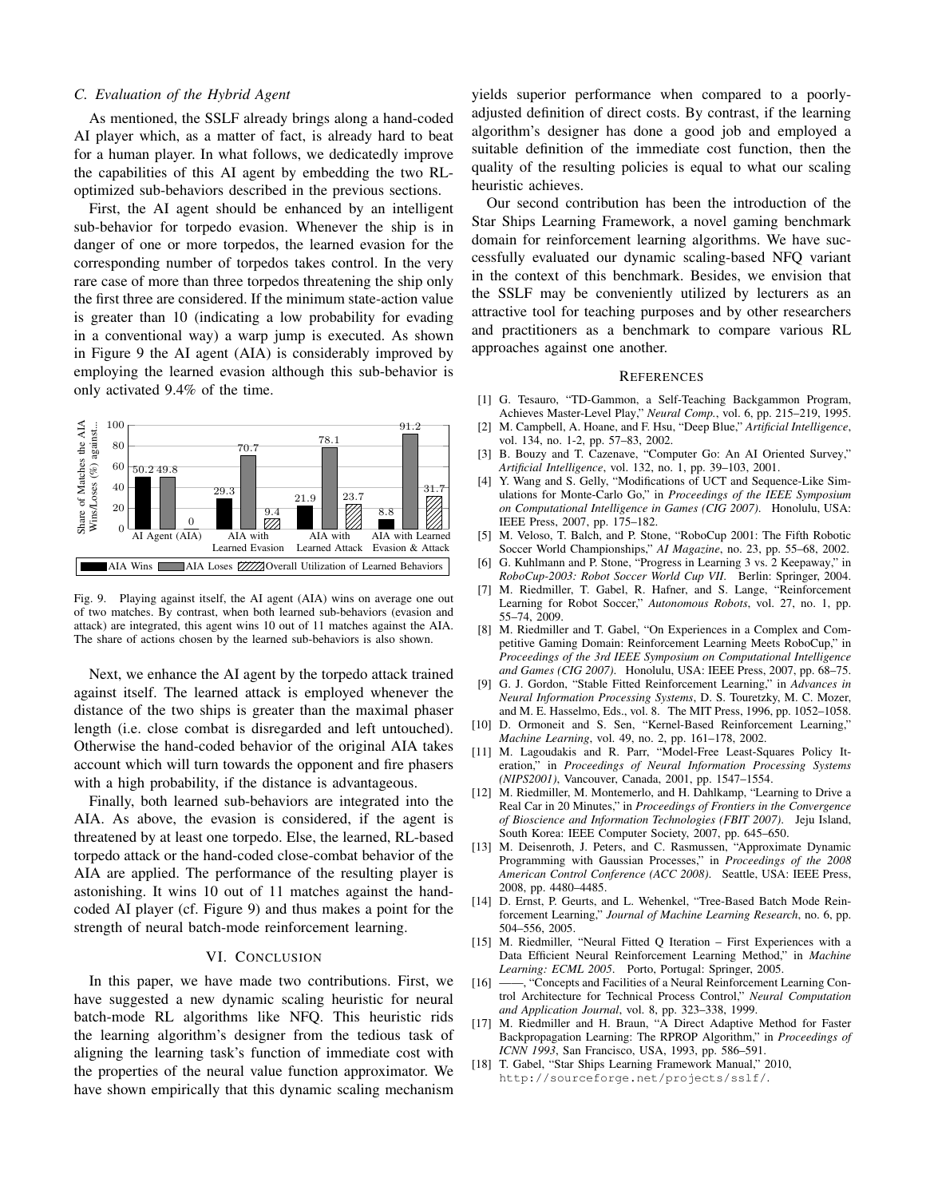### C. Evaluation of the Hybrid Agent

As mentioned, the SSLF already brings along a hand-coded AI player which, as a matter of fact, is already hard to beat for a human player. In what follows, we dedicatedly improve the capabilities of this AI agent by embedding the two RL-optimized sub-behaviors described in the previous sections.

First, the AI agent should be enhanced by an intelligent sub-behavior for torpedo evasion. Whenever the ship is in danger of one or more torpedos, the learned evasion for the corresponding number of torpedos takes control. In the very rare case of more than three torpedos threatening the ship only the first three are considered. If the minimum state-action value is greater than 10 (indicating a low probability for evading in a conventional way) a warp jump is executed. As shown in Figure 9 the AI agent (AIA) is considerably improved by employing the learned evasion although this sub-behavior is only activated 9.4% of the time.

Share of Matches the AIA Wins/Loses (%) against...

100
80
60
40
20
0

50.2 49.8 0
29.3 70.7 9.4
21.9 78.1 23.7
8.8 91.2 31.7

AI Agent (AIA)
AIA with Learned Evasion
AIA with Learned Attack
AIA with Learned Evasion & Attack

AIA Wins
AIA Loses
Overall Utilization of Learned Behaviors

Fig. 9. Playing against itself, the AI agent (AIA) wins on average one out of two matches. By contrast, when both learned sub-behaviors (evasion and attack) are integrated, this agent wins 10 out of 11 matches against the AIA. The share of actions chosen by the learned sub-behaviors is also shown.

Next, we enhance the AI agent by the torpedo attack trained against itself. The learned attack is employed whenever the distance of the two ships is greater than the maximal phaser length (i.e. close combat is disregarded and left untouched). Otherwise the hand-coded behavior of the original AIA takes account which will turn towards the opponent and fire phasers with a high probability, if the distance is advantageous.

Finally, both learned sub-behaviors are integrated into the AIA. As above, the evasion is considered, if the agent is threatened by at least one torpedo. Else, the learned, RL-based torpedo attack or the hand-coded close-combat behavior of the AIA are applied. The performance of the resulting player is astonishing. It wins 10 out of 11 matches against the hand-coded AI player (cf. Figure 9) and thus makes a point for the strength of neural batch-mode reinforcement learning.

## VI. Conclusion

In this paper, we have made two contributions. First, we have suggested a new dynamic scaling heuristic for neural batch-mode RL algorithms like NFQ. This heuristic rids the learning algorithm's designer from the tedious task of aligning the learning task's function of immediate cost with the properties of the neural value function approximator. We have shown empirically that this dynamic scaling mechanism yields superior performance when compared to a poorly-adjusted definition of direct costs. By contrast, if the learning algorithm's designer has done a good job and employed a suitable definition of the immediate cost function, then the quality of the resulting policies is equal to what our scaling heuristic achieves.

Our second contribution has been the introduction of the Star Ships Learning Framework, a novel gaming benchmark domain for reinforcement learning algorithms. We have successfully evaluated our dynamic scaling-based NFQ variant in the context of this benchmark. Besides, we envision that the SSLF may be conveniently utilized by lecturers as an attractive tool for teaching purposes and by other researchers and practitioners as a benchmark to compare various RL approaches against one another.

## References

[1] G. Tesauro, "TD-Gammon, a Self-Teaching Backgammon Program, Achieves Master-Level Play," *Neural Comp.*, vol. 6, pp. 215–219, 1995.

[2] M. Campbell, A. Hoane, and F. Hsu, "Deep Blue," *Artificial Intelligence*, vol. 134, no. 1-2, pp. 57–83, 2002.

[3] B. Bouzy and T. Cazenave, "Computer Go: An AI Oriented Survey," *Artificial Intelligence*, vol. 132, no. 1, pp. 39–103, 2001.

[4] Y. Wang and S. Gelly, "Modifications of UCT and Sequence-Like Simulations for Monte-Carlo Go," in *Proceedings of the IEEE Symposium on Computational Intelligence in Games (CIG 2007)*. Honolulu, USA: IEEE Press, 2007, pp. 175–182.

[5] M. Veloso, T. Balch, and P. Stone, "RoboCup 2001: The Fifth Robotic Soccer World Championships," *AI Magazine*, no. 23, pp. 55–68, 2002.

[6] G. Kuhlmann and P. Stone, "Progress in Learning 3 vs. 2 Keepaway," in *RoboCup-2003: Robot Soccer World Cup VII*. Berlin: Springer, 2004.

[7] M. Riedmiller, T. Gabel, R. Hafner, and S. Lange, "Reinforcement Learning for Robot Soccer," *Autonomous Robots*, vol. 27, no. 1, pp. 55–74, 2009.

[8] M. Riedmiller and T. Gabel, "On Experiences in a Complex and Competitive Gaming Domain: Reinforcement Learning Meets RoboCup," in *Proceedings of the 3rd IEEE Symposium on Computational Intelligence and Games (CIG 2007)*. Honolulu, USA: IEEE Press, 2007, pp. 68–75.

[9] G. J. Gordon, "Stable Fitted Reinforcement Learning," in *Advances in Neural Information Processing Systems*, D. S. Touretzky, M. C. Mozer, and M. E. Hasselmo, Eds., vol. 8. The MIT Press, 1996, pp. 1052–1058.

[10] D. Ormoneit and S. Sen, "Kernel-Based Reinforcement Learning," *Machine Learning*, vol. 49, no. 2, pp. 161–178, 2002.

[11] M. Lagoudakis and R. Parr, "Model-Free Least-Squares Policy Iteration," in *Proceedings of Neural Information Processing Systems (NIPS2001)*, Vancouver, Canada, 2001, pp. 1547–1554.

[12] M. Riedmiller, M. Montemerlo, and H. Dahlkamp, "Learning to Drive a Real Car in 20 Minutes," in *Proceedings of Frontiers in the Convergence of Bioscience and Information Technologies (FBIT 2007)*. Jeju Island, South Korea: IEEE Computer Society, 2007, pp. 645–650.

[13] M. Deisenroth, J. Peters, and C. Rasmussen, "Approximate Dynamic Programming with Gaussian Processes," in *Proceedings of the 2008 American Control Conference (ACC 2008)*. Seattle, USA: IEEE Press, 2008, pp. 4480–4485.

[14] D. Ernst, P. Geurts, and L. Wehenkel, "Tree-Based Batch Mode Reinforcement Learning," *Journal of Machine Learning Research*, no. 6, pp. 504–556, 2005.

[15] M. Riedmiller, "Neural Fitted Q Iteration – First Experiences with a Data Efficient Neural Reinforcement Learning Method," in *Machine Learning: ECML 2005*. Porto, Portugal: Springer, 2005.

[16] ——, "Concepts and Facilities of a Neural Reinforcement Learning Control Architecture for Technical Process Control," *Neural Computation and Application Journal*, vol. 8, pp. 323–338, 1999.

[17] M. Riedmiller and H. Braun, "A Direct Adaptive Method for Faster Backpropagation Learning: The RPROP Algorithm," in *Proceedings of ICNN 1993*, San Francisco, USA, 1993, pp. 586–591.

[18] T. Gabel, "Star Ships Learning Framework Manual," 2010, http://sourceforge.net/projects/sslf/.